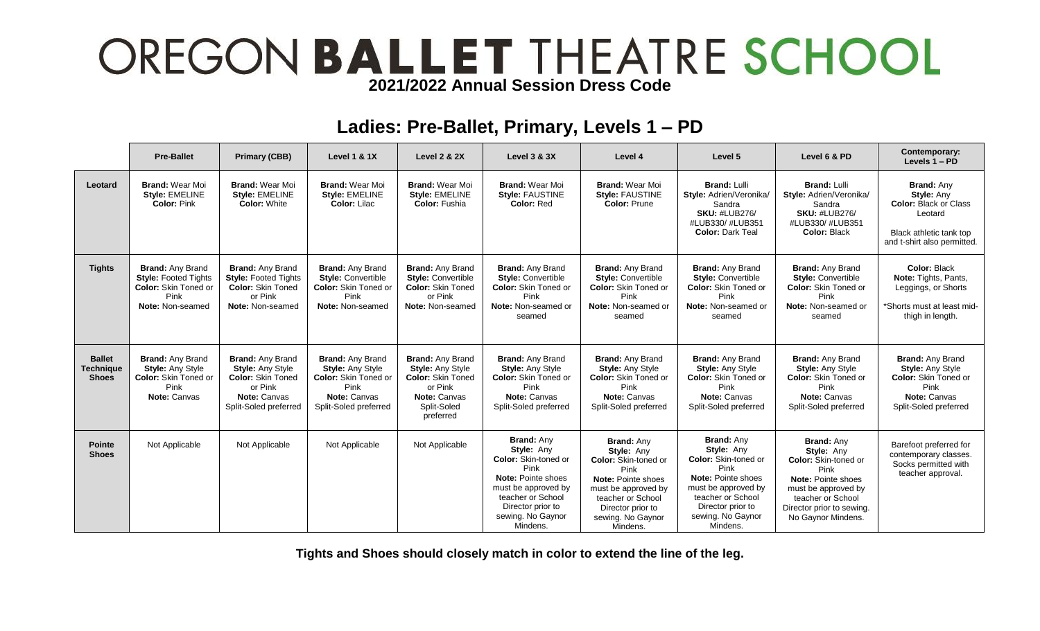# OREGON BALLET THEATRE SCHOOL

**2021/2022 Annual Session Dress Code**

## Ladies: Pre-Ballet, Primary, Levels 1 – PD

| | Pre-Ballet | Primary (CBB) | Level 1 & 1X | Level 2 & 2X | Level 3 & 3X | Level 4 | Level 5 | Level 6 & PD | Contemporary: Levels 1 – PD |
|---|---|---|---|---|---|---|---|---|---|
| **Leotard** | **Brand:** Wear Moi<br>**Style:** EMELINE<br>**Color:** Pink | **Brand:** Wear Moi<br>**Style:** EMELINE<br>**Color:** White | **Brand:** Wear Moi<br>**Style:** EMELINE<br>**Color:** Lilac | **Brand:** Wear Moi<br>**Style:** EMELINE<br>**Color:** Fushia | **Brand:** Wear Moi<br>**Style:** FAUSTINE<br>**Color:** Red | **Brand:** Wear Moi<br>**Style:** FAUSTINE<br>**Color:** Prune | **Brand:** Lulli<br>**Style:** Adrien/Veronika/Sandra<br>**SKU:** #LUB276/ #LUB330/ #LUB351<br>**Color:** Dark Teal | **Brand:** Lulli<br>**Style:** Adrien/Veronika/Sandra<br>**SKU:** #LUB276/ #LUB330/ #LUB351<br>**Color:** Black | **Brand:** Any<br>**Style:** Any<br>**Color:** Black or Class Leotard<br><br>Black athletic tank top and t-shirt also permitted. |
| **Tights** | **Brand:** Any Brand<br>**Style:** Footed Tights<br>**Color:** Skin Toned or Pink<br>**Note:** Non-seamed | **Brand:** Any Brand<br>**Style:** Footed Tights<br>**Color:** Skin Toned or Pink<br>**Note:** Non-seamed | **Brand:** Any Brand<br>**Style:** Convertible<br>**Color:** Skin Toned or Pink<br>**Note:** Non-seamed | **Brand:** Any Brand<br>**Style:** Convertible<br>**Color:** Skin Toned or Pink<br>**Note:** Non-seamed | **Brand:** Any Brand<br>**Style:** Convertible<br>**Color:** Skin Toned or Pink<br>**Note:** Non-seamed or seamed | **Brand:** Any Brand<br>**Style:** Convertible<br>**Color:** Skin Toned or Pink<br>**Note:** Non-seamed or seamed | **Brand:** Any Brand<br>**Style:** Convertible<br>**Color:** Skin Toned or Pink<br>**Note:** Non-seamed or seamed | **Brand:** Any Brand<br>**Style:** Convertible<br>**Color:** Skin Toned or Pink<br>**Note:** Non-seamed or seamed | **Color:** Black<br>**Note:** Tights, Pants, Leggings, or Shorts<br><br>*Shorts must at least mid-thigh in length. |
| **Ballet Technique Shoes** | **Brand:** Any Brand<br>**Style:** Any Style<br>**Color:** Skin Toned or Pink<br>**Note:** Canvas | **Brand:** Any Brand<br>**Style:** Any Style<br>**Color:** Skin Toned or Pink<br>**Note:** Canvas<br>Split-Soled preferred | **Brand:** Any Brand<br>**Style:** Any Style<br>**Color:** Skin Toned or Pink<br>**Note:** Canvas<br>Split-Soled preferred | **Brand:** Any Brand<br>**Style:** Any Style<br>**Color:** Skin Toned or Pink<br>**Note:** Canvas<br>Split-Soled preferred | **Brand:** Any Brand<br>**Style:** Any Style<br>**Color:** Skin Toned or Pink<br>**Note:** Canvas<br>Split-Soled preferred | **Brand:** Any Brand<br>**Style:** Any Style<br>**Color:** Skin Toned or Pink<br>**Note:** Canvas<br>Split-Soled preferred | **Brand:** Any Brand<br>**Style:** Any Style<br>**Color:** Skin Toned or Pink<br>**Note:** Canvas<br>Split-Soled preferred | **Brand:** Any Brand<br>**Style:** Any Style<br>**Color:** Skin Toned or Pink<br>**Note:** Canvas<br>Split-Soled preferred | **Brand:** Any Brand<br>**Style:** Any Style<br>**Color:** Skin Toned or Pink<br>**Note:** Canvas<br>Split-Soled preferred |
| **Pointe Shoes** | Not Applicable | Not Applicable | Not Applicable | Not Applicable | **Brand:** Any<br>**Style:** Any<br>**Color:** Skin-toned or Pink<br>**Note:** Pointe shoes must be approved by teacher or School Director prior to sewing. No Gaynor Mindens. | **Brand:** Any<br>**Style:** Any<br>**Color:** Skin-toned or Pink<br>**Note:** Pointe shoes must be approved by teacher or School Director prior to sewing. No Gaynor Mindens. | **Brand:** Any<br>**Style:** Any<br>**Color:** Skin-toned or Pink<br>**Note:** Pointe shoes must be approved by teacher or School Director prior to sewing. No Gaynor Mindens. | **Brand:** Any<br>**Style:** Any<br>**Color:** Skin-toned or Pink<br>**Note:** Pointe shoes must be approved by teacher or School Director prior to sewing. No Gaynor Mindens. | Barefoot preferred for contemporary classes. Socks permitted with teacher approval. |

**Tights and Shoes should closely match in color to extend the line of the leg.**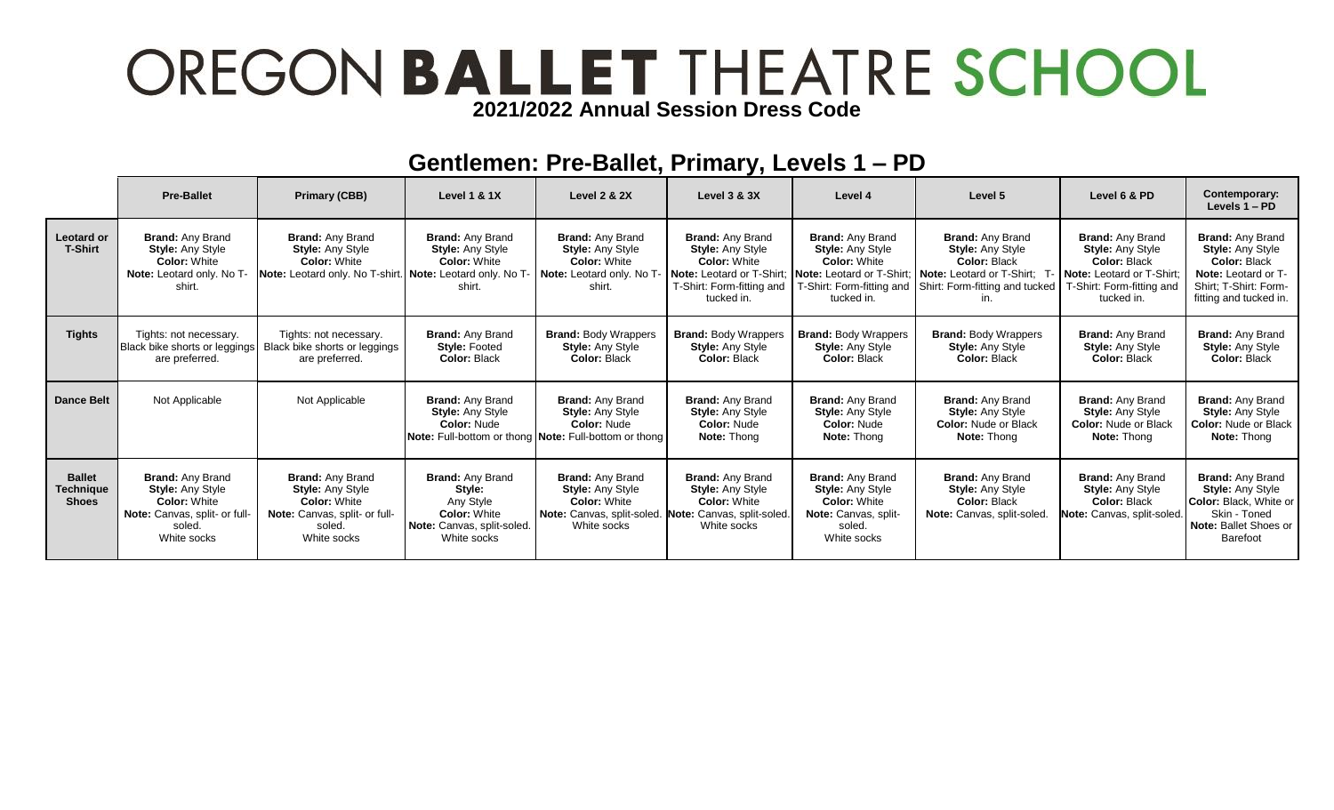# OREGON BALLET THEATRE SCHOOL

**2021/2022 Annual Session Dress Code**

## Gentlemen: Pre-Ballet, Primary, Levels 1 – PD

| | Pre-Ballet | Primary (CBB) | Level 1 & 1X | Level 2 & 2X | Level 3 & 3X | Level 4 | Level 5 | Level 6 & PD | Contemporary: Levels 1 – PD |
|---|---|---|---|---|---|---|---|---|---|
| **Leotard or T-Shirt** | **Brand:** Any Brand **Style:** Any Style **Color:** White **Note:** Leotard only. No T-shirt. | **Brand:** Any Brand **Style:** Any Style **Color:** White **Note:** Leotard only. No T-shirt. | **Brand:** Any Brand **Style:** Any Style **Color:** White **Note:** Leotard only. No T-shirt. | **Brand:** Any Brand **Style:** Any Style **Color:** White **Note:** Leotard only. No T-shirt. | **Brand:** Any Brand **Style:** Any Style **Color:** White **Note:** Leotard or T-Shirt; T-Shirt: Form-fitting and tucked in. | **Brand:** Any Brand **Style:** Any Style **Color:** White **Note:** Leotard or T-Shirt; T-Shirt: Form-fitting and tucked in. | **Brand:** Any Brand **Style:** Any Style **Color:** Black **Note:** Leotard or T-Shirt; T-Shirt: Form-fitting and tucked in. | **Brand:** Any Brand **Style:** Any Style **Color:** Black **Note:** Leotard or T-Shirt; T-Shirt: Form-fitting and tucked in. | **Brand:** Any Brand **Style:** Any Style **Color:** Black **Note:** Leotard or T-Shirt; T-Shirt: Form-fitting and tucked in. |
| **Tights** | Tights: not necessary. Black bike shorts or leggings are preferred. | Tights: not necessary. Black bike shorts or leggings are preferred. | **Brand:** Any Brand **Style:** Footed **Color:** Black | **Brand:** Body Wrappers **Style:** Any Style **Color:** Black | **Brand:** Body Wrappers **Style:** Any Style **Color:** Black | **Brand:** Body Wrappers **Style:** Any Style **Color:** Black | **Brand:** Body Wrappers **Style:** Any Style **Color:** Black | **Brand:** Any Brand **Style:** Any Style **Color:** Black | **Brand:** Any Brand **Style:** Any Style **Color:** Black |
| **Dance Belt** | Not Applicable | Not Applicable | **Brand:** Any Brand **Style:** Any Style **Color:** Nude **Note:** Full-bottom or thong | **Brand:** Any Brand **Style:** Any Style **Color:** Nude **Note:** Full-bottom or thong | **Brand:** Any Brand **Style:** Any Style **Color:** Nude **Note:** Thong | **Brand:** Any Brand **Style:** Any Style **Color:** Nude **Note:** Thong | **Brand:** Any Brand **Style:** Any Style **Color:** Nude or Black **Note:** Thong | **Brand:** Any Brand **Style:** Any Style **Color:** Nude or Black **Note:** Thong | **Brand:** Any Brand **Style:** Any Style **Color:** Nude or Black **Note:** Thong |
| **Ballet Technique Shoes** | **Brand:** Any Brand **Style:** Any Style **Color:** White **Note:** Canvas, split- or full-soled. White socks | **Brand:** Any Brand **Style:** Any Style **Color:** White **Note:** Canvas, split- or full-soled. White socks | **Brand:** Any Brand **Style:** Any Style **Color:** White **Note:** Canvas, split-soled. White socks | **Brand:** Any Brand **Style:** Any Style **Color:** White **Note:** Canvas, split-soled. White socks | **Brand:** Any Brand **Style:** Any Style **Color:** White **Note:** Canvas, split-soled. White socks | **Brand:** Any Brand **Style:** Any Style **Color:** White **Note:** Canvas, split-soled. White socks | **Brand:** Any Brand **Style:** Any Style **Color:** Black **Note:** Canvas, split-soled. | **Brand:** Any Brand **Style:** Any Style **Color:** Black **Note:** Canvas, split-soled. | **Brand:** Any Brand **Style:** Any Style **Color:** Black, White or Skin - Toned **Note:** Ballet Shoes or Barefoot |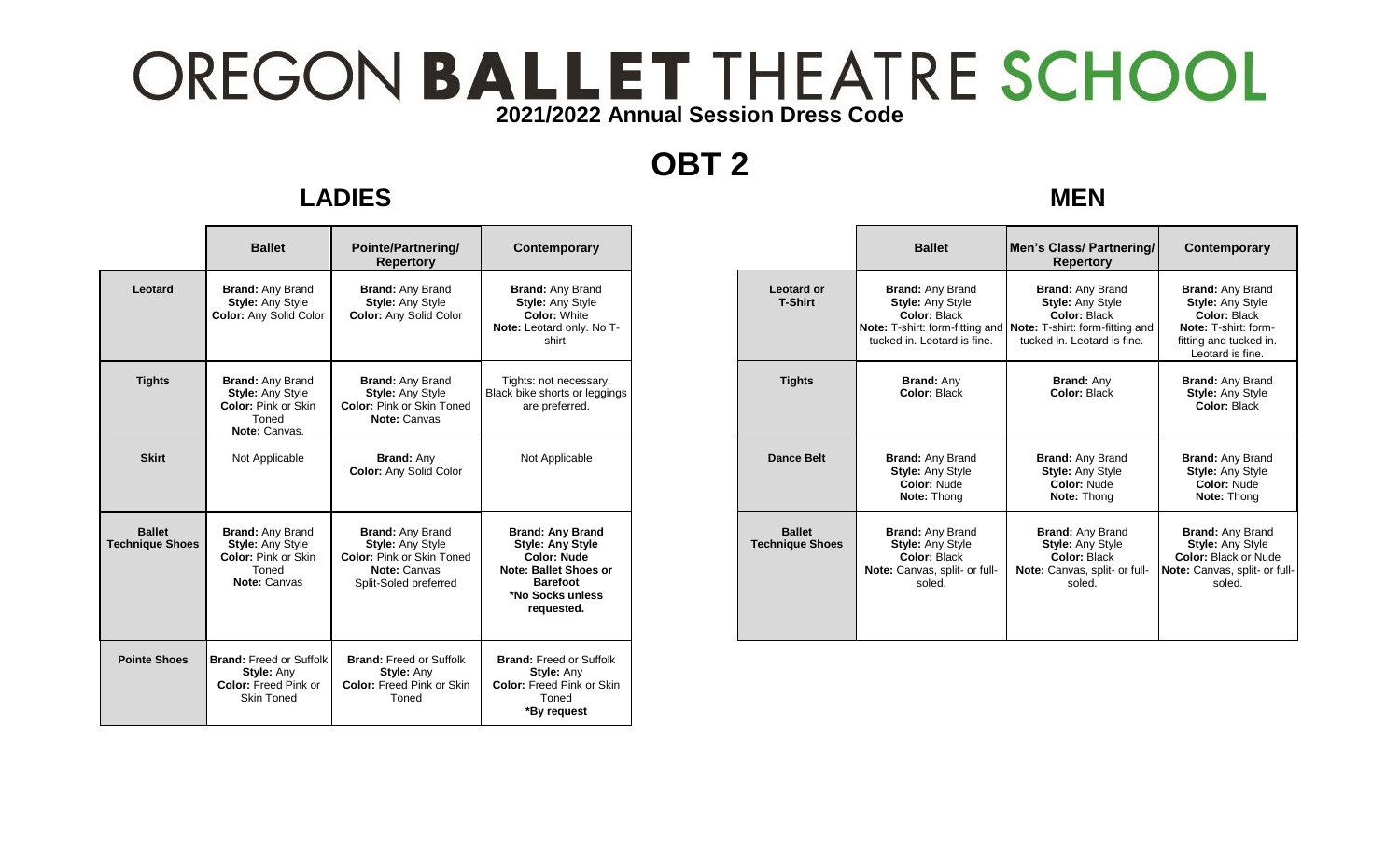# OREGON BALLET THEATRE SCHOOL

## 2021/2022 Annual Session Dress Code

## OBT 2

### LADIES

| | Ballet | Pointe/Partnering/ Repertory | Contemporary |
|---|---|---|---|
| **Leotard** | **Brand:** Any Brand **Style:** Any Style **Color:** Any Solid Color | **Brand:** Any Brand **Style:** Any Style **Color:** Any Solid Color | **Brand:** Any Brand **Style:** Any Style **Color:** White **Note:** Leotard only. No T-shirt. |
| **Tights** | **Brand:** Any Brand **Style:** Any Style **Color:** Pink or Skin Toned **Note:** Canvas. | **Brand:** Any Brand **Style:** Any Style **Color:** Pink or Skin Toned **Note:** Canvas | Tights: not necessary. Black bike shorts or leggings are preferred. |
| **Skirt** | Not Applicable | **Brand:** Any **Color:** Any Solid Color | Not Applicable |
| **Ballet Technique Shoes** | **Brand:** Any Brand **Style:** Any Style **Color:** Pink or Skin Toned **Note:** Canvas | **Brand:** Any Brand **Style:** Any Style **Color:** Pink or Skin Toned **Note:** Canvas Split-Soled preferred | **Brand: Any Brand Style: Any Style Color: Nude Note: Ballet Shoes or Barefoot *No Socks unless requested.** |
| **Pointe Shoes** | **Brand:** Freed or Suffolk **Style:** Any **Color:** Freed Pink or Skin Toned | **Brand:** Freed or Suffolk **Style:** Any **Color:** Freed Pink or Skin Toned | **Brand:** Freed or Suffolk **Style:** Any **Color:** Freed Pink or Skin Toned ***By request** |

### MEN

| | Ballet | Men's Class/ Partnering/ Repertory | Contemporary |
|---|---|---|---|
| **Leotard or T-Shirt** | **Brand:** Any Brand **Style:** Any Style **Color:** Black **Note:** T-shirt: form-fitting and tucked in. Leotard is fine. | **Brand:** Any Brand **Style:** Any Style **Color:** Black **Note:** T-shirt: form-fitting and tucked in. Leotard is fine. | **Brand:** Any Brand **Style:** Any Style **Color:** Black **Note:** T-shirt: form-fitting and tucked in. Leotard is fine. |
| **Tights** | **Brand:** Any **Color:** Black | **Brand:** Any **Color:** Black | **Brand:** Any Brand **Style:** Any Style **Color:** Black |
| **Dance Belt** | **Brand:** Any Brand **Style:** Any Style **Color:** Nude **Note:** Thong | **Brand:** Any Brand **Style:** Any Style **Color:** Nude **Note:** Thong | **Brand:** Any Brand **Style:** Any Style **Color:** Nude **Note:** Thong |
| **Ballet Technique Shoes** | **Brand:** Any Brand **Style:** Any Style **Color:** Black **Note:** Canvas, split- or full-soled. | **Brand:** Any Brand **Style:** Any Style **Color:** Black **Note:** Canvas, split- or full-soled. | **Brand:** Any Brand **Style:** Any Style **Color:** Black or Nude **Note:** Canvas, split- or full-soled. |